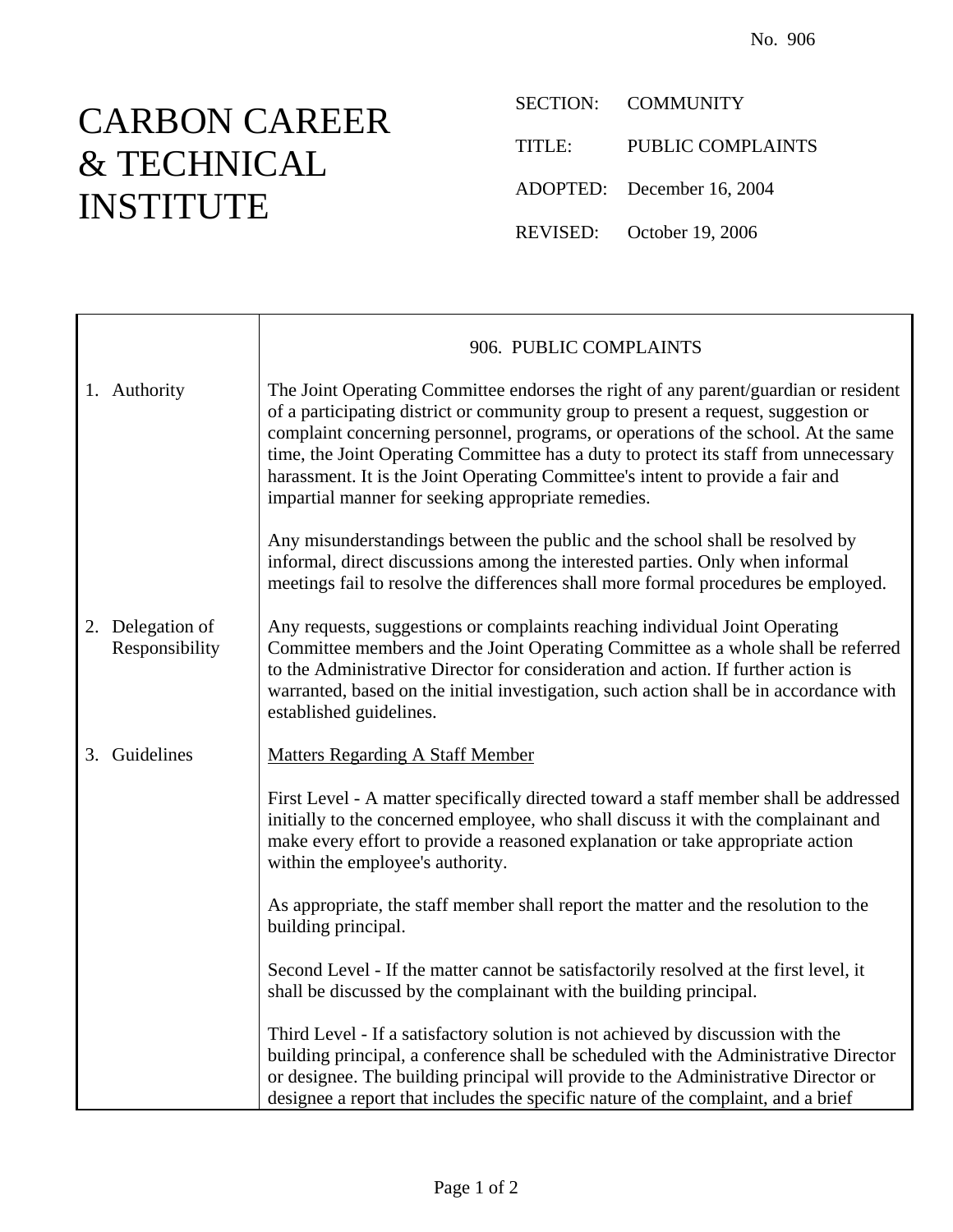No. 906

# CARBON CAREER & TECHNICAL INSTITUTE

SECTION: COMMUNITY

TITLE: PUBLIC COMPLAINTS

ADOPTED: December 16, 2004

REVISED: October 19, 2006

## 906. PUBLIC COMPLAINTS

### 1. Authority

The Joint Operating Committee endorses the right of any parent/guardian or resident of a participating district or community group to present a request, suggestion or complaint concerning personnel, programs, or operations of the school. At the same time, the Joint Operating Committee has a duty to protect its staff from unnecessary harassment. It is the Joint Operating Committee's intent to provide a fair and impartial manner for seeking appropriate remedies.

Any misunderstandings between the public and the school shall be resolved by informal, direct discussions among the interested parties. Only when informal meetings fail to resolve the differences shall more formal procedures be employed.

### 2. Delegation of Responsibility

Any requests, suggestions or complaints reaching individual Joint Operating Committee members and the Joint Operating Committee as a whole shall be referred to the Administrative Director for consideration and action. If further action is warranted, based on the initial investigation, such action shall be in accordance with established guidelines.

### 3. Guidelines

Matters Regarding A Staff Member

First Level - A matter specifically directed toward a staff member shall be addressed initially to the concerned employee, who shall discuss it with the complainant and make every effort to provide a reasoned explanation or take appropriate action within the employee's authority.

As appropriate, the staff member shall report the matter and the resolution to the building principal.

Second Level - If the matter cannot be satisfactorily resolved at the first level, it shall be discussed by the complainant with the building principal.

Third Level - If a satisfactory solution is not achieved by discussion with the building principal, a conference shall be scheduled with the Administrative Director or designee. The building principal will provide to the Administrative Director or designee a report that includes the specific nature of the complaint, and a brief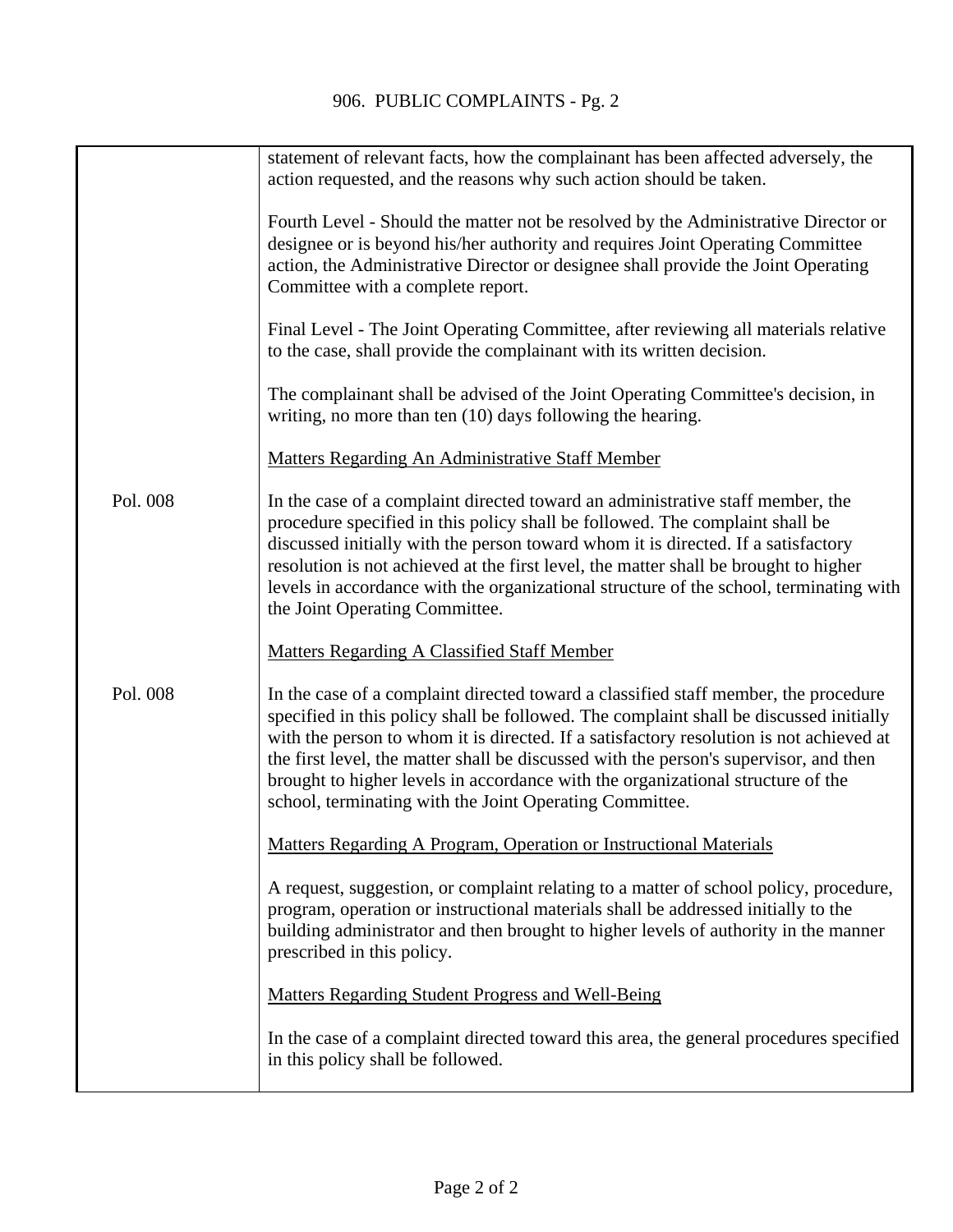statement of relevant facts, how the complainant has been affected adversely, the action requested, and the reasons why such action should be taken.

Fourth Level - Should the matter not be resolved by the Administrative Director or designee or is beyond his/her authority and requires Joint Operating Committee action, the Administrative Director or designee shall provide the Joint Operating Committee with a complete report.

Final Level - The Joint Operating Committee, after reviewing all materials relative to the case, shall provide the complainant with its written decision.

The complainant shall be advised of the Joint Operating Committee's decision, in writing, no more than ten (10) days following the hearing.

<u>Matters Regarding An Administrative Staff Member</u>

Pol. 008

In the case of a complaint directed toward an administrative staff member, the procedure specified in this policy shall be followed. The complaint shall be discussed initially with the person toward whom it is directed. If a satisfactory resolution is not achieved at the first level, the matter shall be brought to higher levels in accordance with the organizational structure of the school, terminating with the Joint Operating Committee.

<u>Matters Regarding A Classified Staff Member</u>

Pol. 008

In the case of a complaint directed toward a classified staff member, the procedure specified in this policy shall be followed. The complaint shall be discussed initially with the person to whom it is directed. If a satisfactory resolution is not achieved at the first level, the matter shall be discussed with the person's supervisor, and then brought to higher levels in accordance with the organizational structure of the school, terminating with the Joint Operating Committee.

<u>Matters Regarding A Program, Operation or Instructional Materials</u>

A request, suggestion, or complaint relating to a matter of school policy, procedure, program, operation or instructional materials shall be addressed initially to the building administrator and then brought to higher levels of authority in the manner prescribed in this policy.

<u>Matters Regarding Student Progress and Well-Being</u>

In the case of a complaint directed toward this area, the general procedures specified in this policy shall be followed.